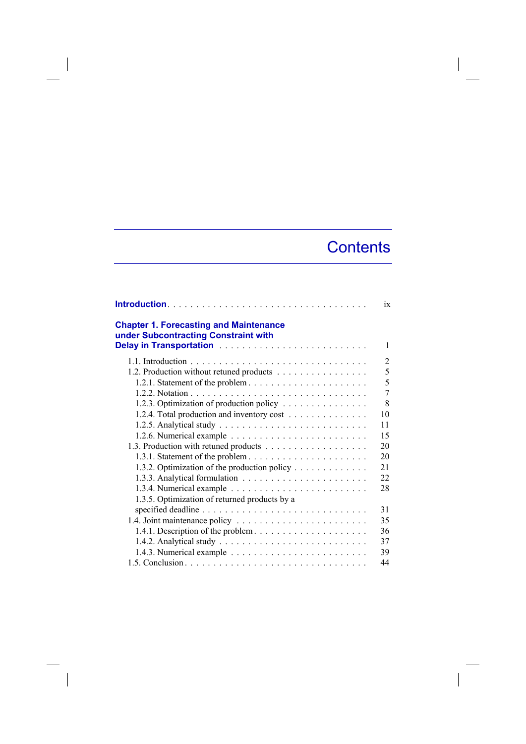# Contents

**Introduction** . . . . . . . . . . . . . . . . . . . . . . . . . . . . . . . . . ix

**Chapter 1. Forecasting and Maintenance under Subcontracting Constraint with Delay in Transportation** . . . . . . . . . . . . . . . . . . . . . . . . . . 1

- 1.1. Introduction . . . . . . . . . . . . . . . . . . . . . . . . . . . . . . 2
- 1.2. Production without retuned products . . . . . . . . . . . . . . . . 5
  - 1.2.1. Statement of the problem . . . . . . . . . . . . . . . . . . . . . 5
  - 1.2.2. Notation . . . . . . . . . . . . . . . . . . . . . . . . . . . . . . 7
  - 1.2.3. Optimization of production policy . . . . . . . . . . . . . . . 8
  - 1.2.4. Total production and inventory cost . . . . . . . . . . . . . . 10
  - 1.2.5. Analytical study . . . . . . . . . . . . . . . . . . . . . . . . . 11
  - 1.2.6. Numerical example . . . . . . . . . . . . . . . . . . . . . . . 15
- 1.3. Production with retuned products . . . . . . . . . . . . . . . . . . 20
  - 1.3.1. Statement of the problem . . . . . . . . . . . . . . . . . . . . . 20
  - 1.3.2. Optimization of the production policy . . . . . . . . . . . . . 21
  - 1.3.3. Analytical formulation . . . . . . . . . . . . . . . . . . . . . 22
  - 1.3.4. Numerical example . . . . . . . . . . . . . . . . . . . . . . . 28
  - 1.3.5. Optimization of returned products by a specified deadline . . . . . . . . . . . . . . . . . . . . . . . . . . . 31
- 1.4. Joint maintenance policy . . . . . . . . . . . . . . . . . . . . . . . 35
  - 1.4.1. Description of the problem . . . . . . . . . . . . . . . . . . . . 36
  - 1.4.2. Analytical study . . . . . . . . . . . . . . . . . . . . . . . . . 37
  - 1.4.3. Numerical example . . . . . . . . . . . . . . . . . . . . . . . 39
- 1.5. Conclusion . . . . . . . . . . . . . . . . . . . . . . . . . . . . . . . 44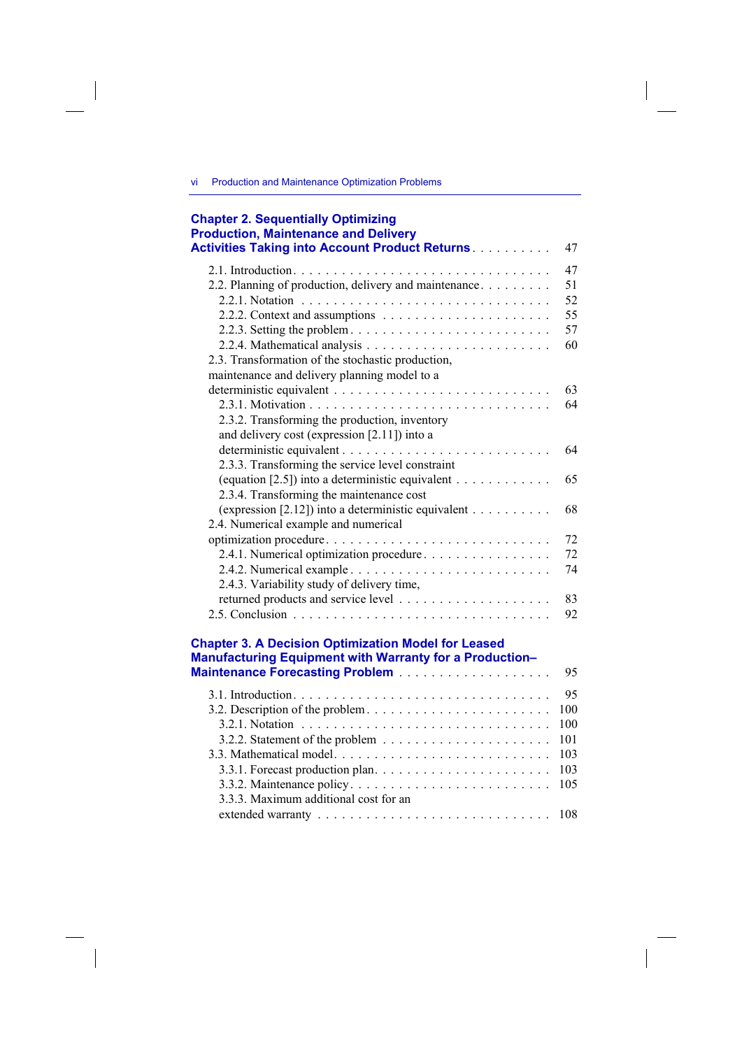**Chapter 2. Sequentially Optimizing Production, Maintenance and Delivery Activities Taking into Account Product Returns** . . . . . . . . . . 47

2.1. Introduction . . . . . . . . . . . . . . . . . . . . . . . . . . . . . . . 47
2.2. Planning of production, delivery and maintenance . . . . . . . . . 51
  2.2.1. Notation . . . . . . . . . . . . . . . . . . . . . . . . . . . . . 52
  2.2.2. Context and assumptions . . . . . . . . . . . . . . . . . . . . 55
  2.2.3. Setting the problem . . . . . . . . . . . . . . . . . . . . . . . 57
  2.2.4. Mathematical analysis . . . . . . . . . . . . . . . . . . . . . . 60
2.3. Transformation of the stochastic production, maintenance and delivery planning model to a deterministic equivalent . . . . . . . . . . . . . . . . . . . . . . . . . 63
  2.3.1. Motivation . . . . . . . . . . . . . . . . . . . . . . . . . . . . 64
  2.3.2. Transforming the production, inventory and delivery cost (expression [2.11]) into a deterministic equivalent . . . . . . . . . . . . . . . . . . . . . . . . . 64
  2.3.3. Transforming the service level constraint (equation [2.5]) into a deterministic equivalent . . . . . . . . . . . 65
  2.3.4. Transforming the maintenance cost (expression [2.12]) into a deterministic equivalent . . . . . . . . . . 68
2.4. Numerical example and numerical optimization procedure . . . . . . . . . . . . . . . . . . . . . . . . . . . 72
  2.4.1. Numerical optimization procedure . . . . . . . . . . . . . . . . 72
  2.4.2. Numerical example . . . . . . . . . . . . . . . . . . . . . . . . 74
  2.4.3. Variability study of delivery time, returned products and service level . . . . . . . . . . . . . . . . . . . 83
2.5. Conclusion . . . . . . . . . . . . . . . . . . . . . . . . . . . . . . . 92

**Chapter 3. A Decision Optimization Model for Leased Manufacturing Equipment with Warranty for a Production–Maintenance Forecasting Problem** . . . . . . . . . . . . . . . . . . . 95

3.1. Introduction . . . . . . . . . . . . . . . . . . . . . . . . . . . . . . . 95
3.2. Description of the problem . . . . . . . . . . . . . . . . . . . . . . . 100
  3.2.1. Notation . . . . . . . . . . . . . . . . . . . . . . . . . . . . . 100
  3.2.2. Statement of the problem . . . . . . . . . . . . . . . . . . . . 101
3.3. Mathematical model . . . . . . . . . . . . . . . . . . . . . . . . . . 103
  3.3.1. Forecast production plan . . . . . . . . . . . . . . . . . . . . . 103
  3.3.2. Maintenance policy . . . . . . . . . . . . . . . . . . . . . . . . 105
  3.3.3. Maximum additional cost for an extended warranty . . . . . . . . . . . . . . . . . . . . . . . . . . 108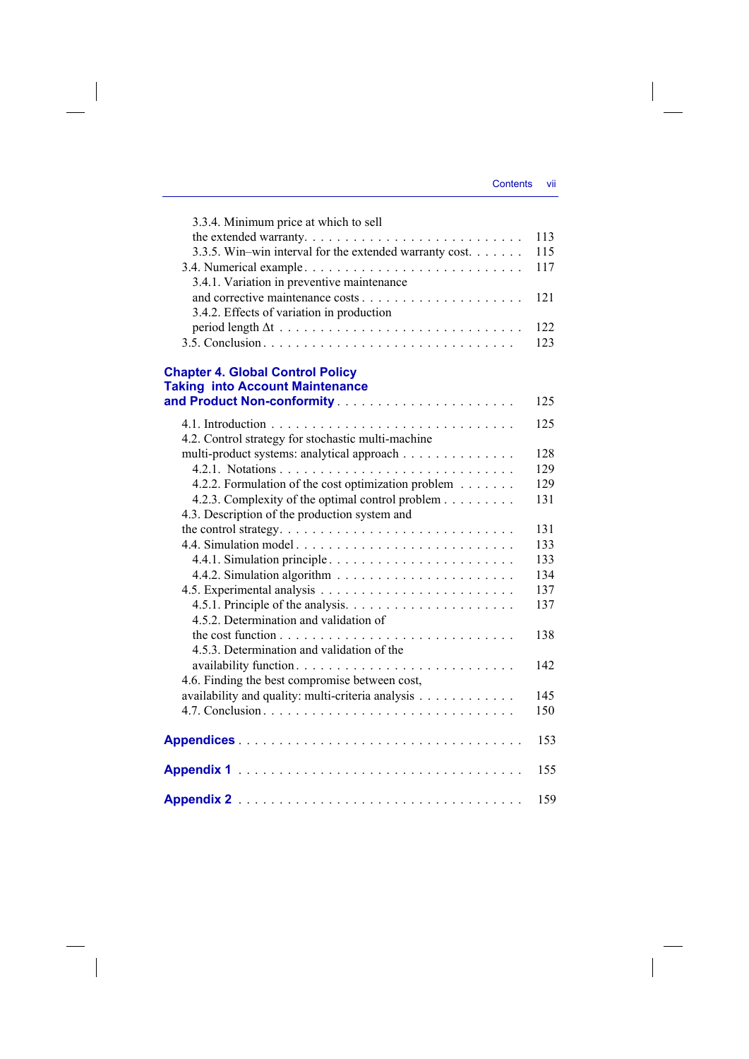3.3.4. Minimum price at which to sell the extended warranty. . . . . . . . . . . . . . . . . . . . . . . . . . 113
3.3.5. Win–win interval for the extended warranty cost. . . . . . . 115
3.4. Numerical example . . . . . . . . . . . . . . . . . . . . . . . . . . 117
3.4.1. Variation in preventive maintenance and corrective maintenance costs . . . . . . . . . . . . . . . . . . . 121
3.4.2. Effects of variation in production period length $\Delta t$ . . . . . . . . . . . . . . . . . . . . . . . . . . . 122
3.5. Conclusion . . . . . . . . . . . . . . . . . . . . . . . . . . . . . 123

**Chapter 4. Global Control Policy Taking into Account Maintenance and Product Non-conformity** . . . . . . . . . . . . . . . . . . . . . 125

4.1. Introduction . . . . . . . . . . . . . . . . . . . . . . . . . . . . 125
4.2. Control strategy for stochastic multi-machine multi-product systems: analytical approach . . . . . . . . . . . . . . 128
4.2.1. Notations . . . . . . . . . . . . . . . . . . . . . . . . . . . . 129
4.2.2. Formulation of the cost optimization problem . . . . . . . 129
4.2.3. Complexity of the optimal control problem . . . . . . . . . 131
4.3. Description of the production system and the control strategy. . . . . . . . . . . . . . . . . . . . . . . . . . . 131
4.4. Simulation model . . . . . . . . . . . . . . . . . . . . . . . . . 133
4.4.1. Simulation principle . . . . . . . . . . . . . . . . . . . . . . 133
4.4.2. Simulation algorithm . . . . . . . . . . . . . . . . . . . . . 134
4.5. Experimental analysis . . . . . . . . . . . . . . . . . . . . . . . 137
4.5.1. Principle of the analysis. . . . . . . . . . . . . . . . . . . . . 137
4.5.2. Determination and validation of the cost function . . . . . . . . . . . . . . . . . . . . . . . . . . . . 138
4.5.3. Determination and validation of the availability function . . . . . . . . . . . . . . . . . . . . . . . . . 142
4.6. Finding the best compromise between cost, availability and quality: multi-criteria analysis . . . . . . . . . . . 145
4.7. Conclusion . . . . . . . . . . . . . . . . . . . . . . . . . . . . . 150

**Appendices** . . . . . . . . . . . . . . . . . . . . . . . . . . . . . . . . 153

**Appendix 1** . . . . . . . . . . . . . . . . . . . . . . . . . . . . . . . . 155

**Appendix 2** . . . . . . . . . . . . . . . . . . . . . . . . . . . . . . . . 159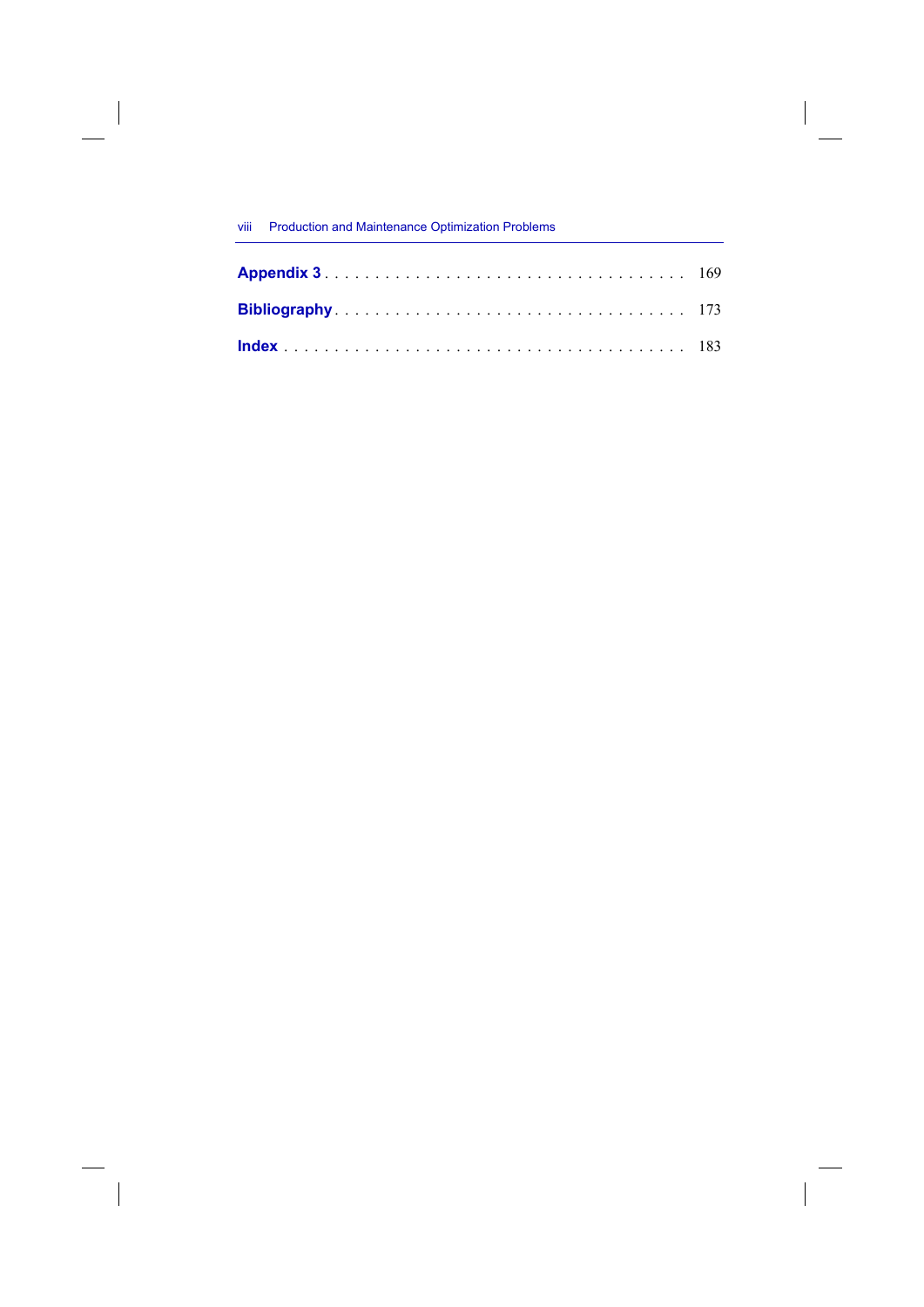**Appendix 3** . . . . . . . . . . . . . . . . . . . . . . . . . . . . . . . . . . 169

**Bibliography** . . . . . . . . . . . . . . . . . . . . . . . . . . . . . . . . . 173

**Index** . . . . . . . . . . . . . . . . . . . . . . . . . . . . . . . . . . . . . 183